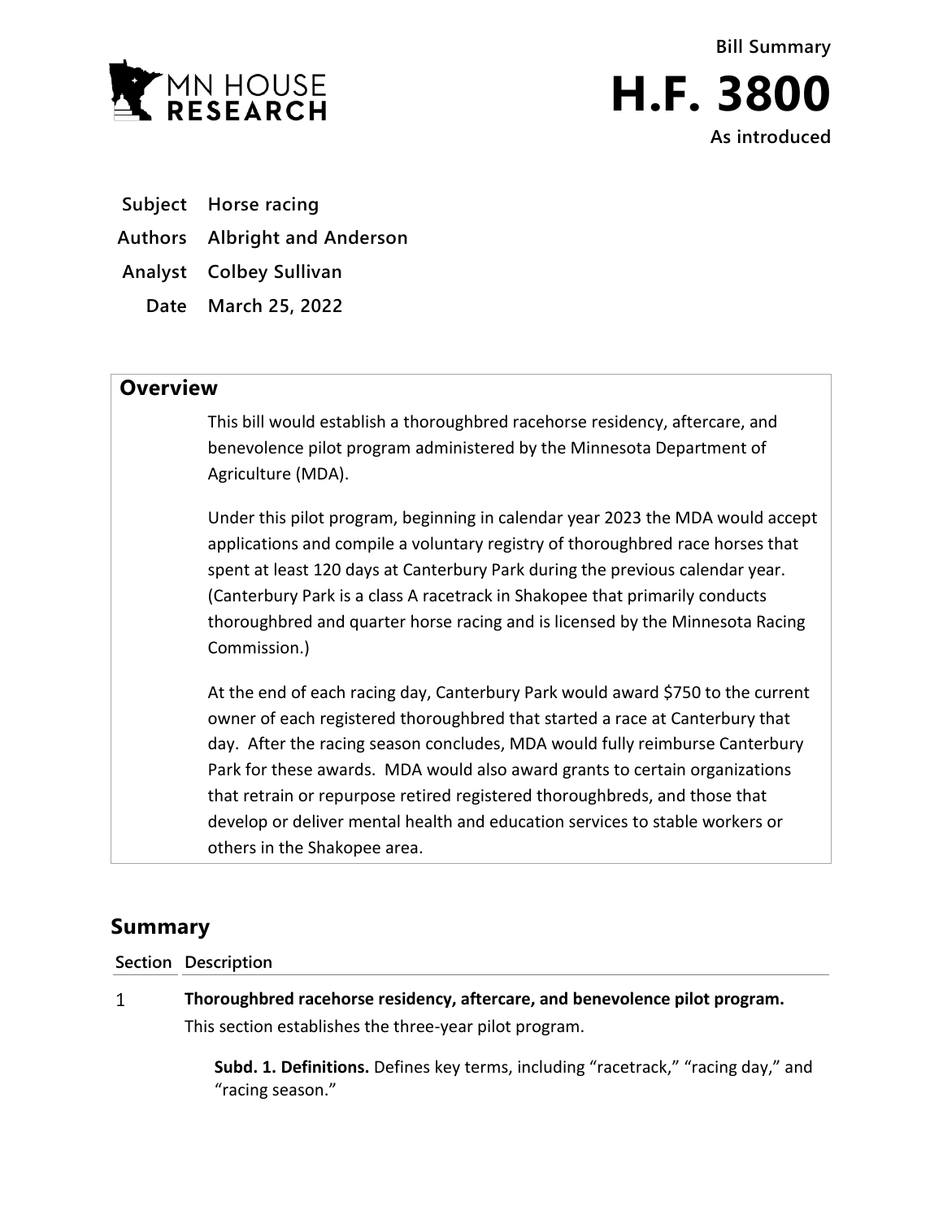MN HOUSE RESEARCH

Bill Summary

# H.F. 3800

As introduced

**Subject** Horse racing

**Authors** Albright and Anderson

**Analyst** Colbey Sullivan

**Date** March 25, 2022

## Overview

This bill would establish a thoroughbred racehorse residency, aftercare, and benevolence pilot program administered by the Minnesota Department of Agriculture (MDA).

Under this pilot program, beginning in calendar year 2023 the MDA would accept applications and compile a voluntary registry of thoroughbred race horses that spent at least 120 days at Canterbury Park during the previous calendar year. (Canterbury Park is a class A racetrack in Shakopee that primarily conducts thoroughbred and quarter horse racing and is licensed by the Minnesota Racing Commission.)

At the end of each racing day, Canterbury Park would award $750 to the current owner of each registered thoroughbred that started a race at Canterbury that day. After the racing season concludes, MDA would fully reimburse Canterbury Park for these awards. MDA would also award grants to certain organizations that retrain or repurpose retired registered thoroughbreds, and those that develop or deliver mental health and education services to stable workers or others in the Shakopee area.

## Summary

| Section | Description |
|---|---|
| 1 | **Thoroughbred racehorse residency, aftercare, and benevolence pilot program.** This section establishes the three-year pilot program. |

**Subd. 1. Definitions.** Defines key terms, including "racetrack," "racing day," and "racing season."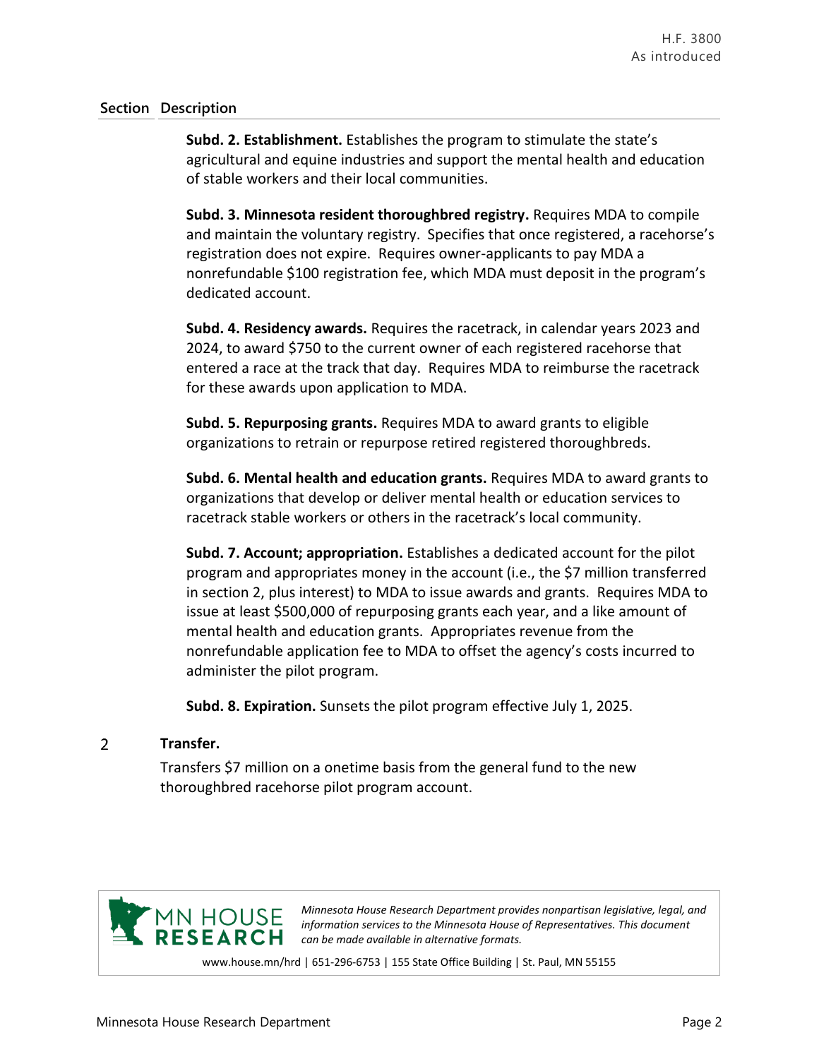| Section | Description |
|---|---|
| | **Subd. 2. Establishment.** Establishes the program to stimulate the state's agricultural and equine industries and support the mental health and education of stable workers and their local communities. |
| | **Subd. 3. Minnesota resident thoroughbred registry.** Requires MDA to compile and maintain the voluntary registry. Specifies that once registered, a racehorse's registration does not expire. Requires owner-applicants to pay MDA a nonrefundable $100 registration fee, which MDA must deposit in the program's dedicated account. |
| | **Subd. 4. Residency awards.** Requires the racetrack, in calendar years 2023 and 2024, to award $750 to the current owner of each registered racehorse that entered a race at the track that day. Requires MDA to reimburse the racetrack for these awards upon application to MDA. |
| | **Subd. 5. Repurposing grants.** Requires MDA to award grants to eligible organizations to retrain or repurpose retired registered thoroughbreds. |
| | **Subd. 6. Mental health and education grants.** Requires MDA to award grants to organizations that develop or deliver mental health or education services to racetrack stable workers or others in the racetrack's local community. |
| | **Subd. 7. Account; appropriation.** Establishes a dedicated account for the pilot program and appropriates money in the account (i.e., the $7 million transferred in section 2, plus interest) to MDA to issue awards and grants. Requires MDA to issue at least $500,000 of repurposing grants each year, and a like amount of mental health and education grants. Appropriates revenue from the nonrefundable application fee to MDA to offset the agency's costs incurred to administer the pilot program. |
| | **Subd. 8. Expiration.** Sunsets the pilot program effective July 1, 2025. |
| 2 | **Transfer.** Transfers $7 million on a onetime basis from the general fund to the new thoroughbred racehorse pilot program account. |

*Minnesota House Research Department provides nonpartisan legislative, legal, and information services to the Minnesota House of Representatives. This document can be made available in alternative formats.*

www.house.mn/hrd | 651-296-6753 | 155 State Office Building | St. Paul, MN 55155